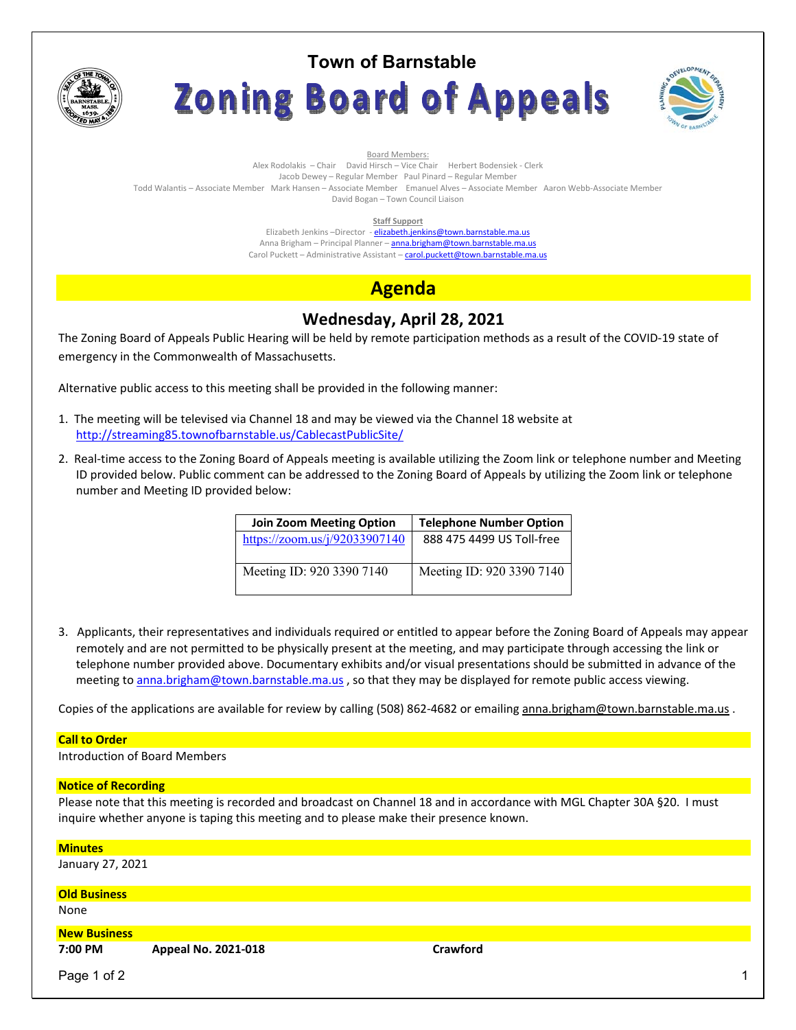# Town of Barnstable

# Zoning Board of Appeals

Board Members:

Alex Rodolakis – Chair David Hirsch – Vice Chair Herbert Bodensiek - Clerk
Jacob Dewey – Regular Member Paul Pinard – Regular Member
Todd Walantis – Associate Member Mark Hansen – Associate Member Emanuel Alves – Associate Member Aaron Webb-Associate Member
David Bogan – Town Council Liaison

**Staff Support**

Elizabeth Jenkins –Director - elizabeth.jenkins@town.barnstable.ma.us
Anna Brigham – Principal Planner – anna.brigham@town.barnstable.ma.us
Carol Puckett – Administrative Assistant – carol.puckett@town.barnstable.ma.us

## Agenda

### Wednesday, April 28, 2021

The Zoning Board of Appeals Public Hearing will be held by remote participation methods as a result of the COVID-19 state of emergency in the Commonwealth of Massachusetts.

Alternative public access to this meeting shall be provided in the following manner:

1. The meeting will be televised via Channel 18 and may be viewed via the Channel 18 website at http://streaming85.townofbarnstable.us/CablecastPublicSite/
2. Real-time access to the Zoning Board of Appeals meeting is available utilizing the Zoom link or telephone number and Meeting ID provided below. Public comment can be addressed to the Zoning Board of Appeals by utilizing the Zoom link or telephone number and Meeting ID provided below:

| Join Zoom Meeting Option | Telephone Number Option |
|---|---|
| https://zoom.us/j/92033907140 | 888 475 4499 US Toll-free |
| Meeting ID: 920 3390 7140 | Meeting ID: 920 3390 7140 |

3. Applicants, their representatives and individuals required or entitled to appear before the Zoning Board of Appeals may appear remotely and are not permitted to be physically present at the meeting, and may participate through accessing the link or telephone number provided above. Documentary exhibits and/or visual presentations should be submitted in advance of the meeting to anna.brigham@town.barnstable.ma.us , so that they may be displayed for remote public access viewing.

Copies of the applications are available for review by calling (508) 862-4682 or emailing anna.brigham@town.barnstable.ma.us .

**Call to Order**

Introduction of Board Members

**Notice of Recording**

Please note that this meeting is recorded and broadcast on Channel 18 and in accordance with MGL Chapter 30A §20. I must inquire whether anyone is taping this meeting and to please make their presence known.

**Minutes**

January 27, 2021

**Old Business**

None

**New Business**

**7:00 PM** **Appeal No. 2021-018** **Crawford**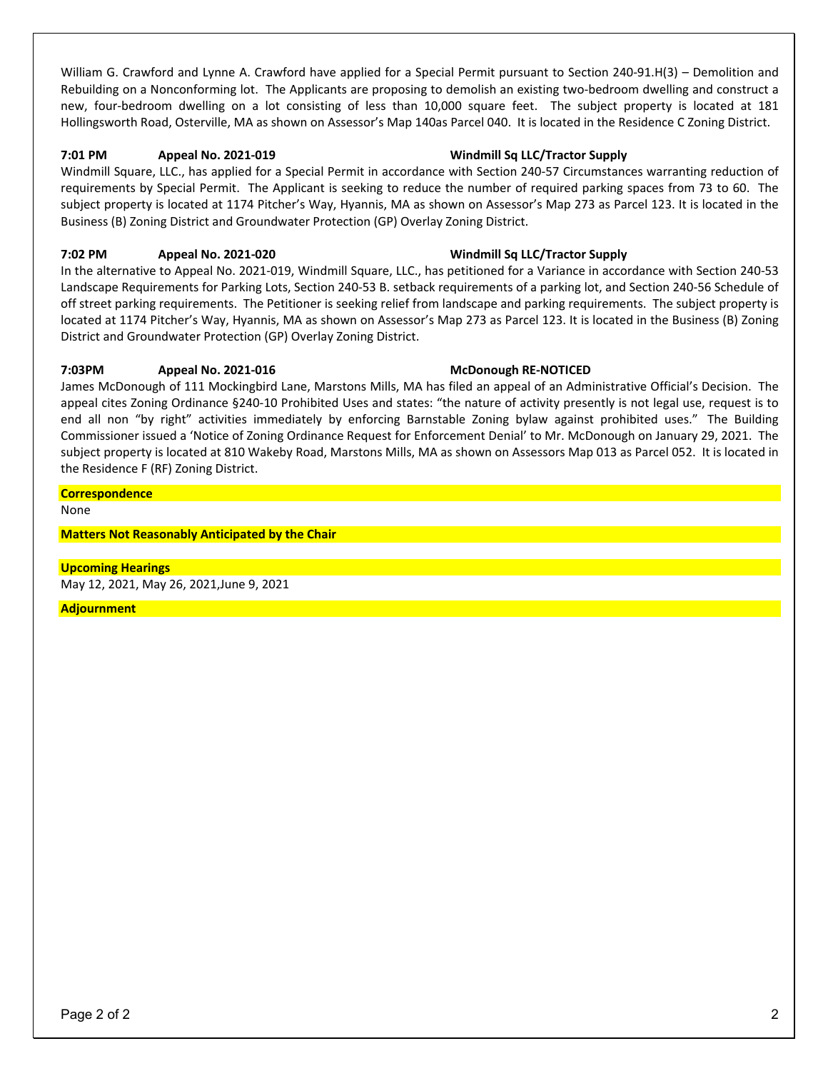William G. Crawford and Lynne A. Crawford have applied for a Special Permit pursuant to Section 240-91.H(3) – Demolition and Rebuilding on a Nonconforming lot. The Applicants are proposing to demolish an existing two-bedroom dwelling and construct a new, four-bedroom dwelling on a lot consisting of less than 10,000 square feet. The subject property is located at 181 Hollingsworth Road, Osterville, MA as shown on Assessor's Map 140as Parcel 040. It is located in the Residence C Zoning District.

**7:01 PM Appeal No. 2021-019 Windmill Sq LLC/Tractor Supply**

Windmill Square, LLC., has applied for a Special Permit in accordance with Section 240-57 Circumstances warranting reduction of requirements by Special Permit. The Applicant is seeking to reduce the number of required parking spaces from 73 to 60. The subject property is located at 1174 Pitcher's Way, Hyannis, MA as shown on Assessor's Map 273 as Parcel 123. It is located in the Business (B) Zoning District and Groundwater Protection (GP) Overlay Zoning District.

**7:02 PM Appeal No. 2021-020 Windmill Sq LLC/Tractor Supply**

In the alternative to Appeal No. 2021-019, Windmill Square, LLC., has petitioned for a Variance in accordance with Section 240-53 Landscape Requirements for Parking Lots, Section 240-53 B. setback requirements of a parking lot, and Section 240-56 Schedule of off street parking requirements. The Petitioner is seeking relief from landscape and parking requirements. The subject property is located at 1174 Pitcher's Way, Hyannis, MA as shown on Assessor's Map 273 as Parcel 123. It is located in the Business (B) Zoning District and Groundwater Protection (GP) Overlay Zoning District.

**7:03PM Appeal No. 2021-016 McDonough RE-NOTICED**

James McDonough of 111 Mockingbird Lane, Marstons Mills, MA has filed an appeal of an Administrative Official's Decision. The appeal cites Zoning Ordinance §240-10 Prohibited Uses and states: "the nature of activity presently is not legal use, request is to end all non "by right" activities immediately by enforcing Barnstable Zoning bylaw against prohibited uses." The Building Commissioner issued a 'Notice of Zoning Ordinance Request for Enforcement Denial' to Mr. McDonough on January 29, 2021. The subject property is located at 810 Wakeby Road, Marstons Mills, MA as shown on Assessors Map 013 as Parcel 052. It is located in the Residence F (RF) Zoning District.

**Correspondence**

None

**Matters Not Reasonably Anticipated by the Chair**

**Upcoming Hearings**

May 12, 2021, May 26, 2021,June 9, 2021

**Adjournment**